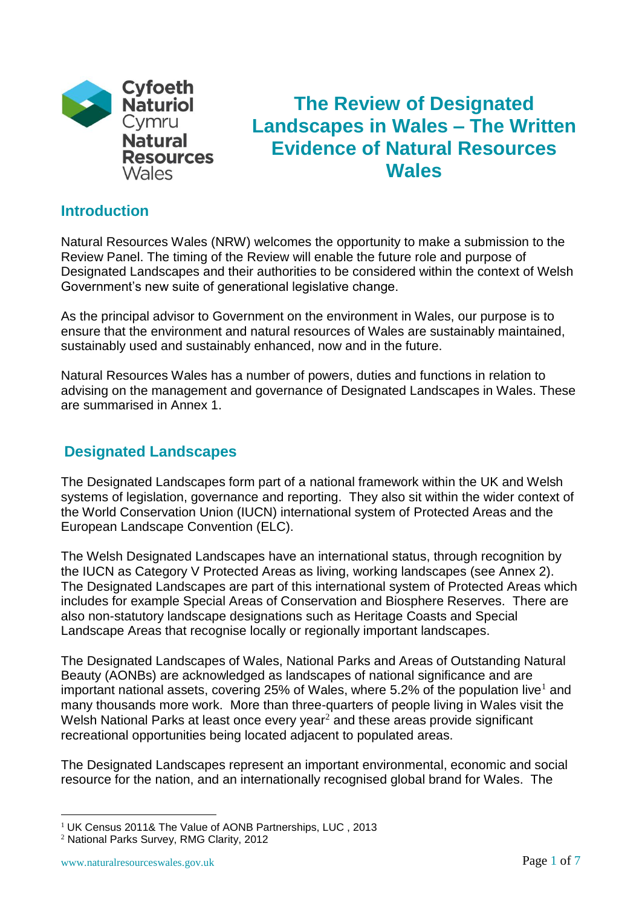# The Review of Designated Landscapes in Wales – The Written Evidence of Natural Resources Wales

## Introduction

Natural Resources Wales (NRW) welcomes the opportunity to make a submission to the Review Panel. The timing of the Review will enable the future role and purpose of Designated Landscapes and their authorities to be considered within the context of Welsh Government's new suite of generational legislative change.

As the principal advisor to Government on the environment in Wales, our purpose is to ensure that the environment and natural resources of Wales are sustainably maintained, sustainably used and sustainably enhanced, now and in the future.

Natural Resources Wales has a number of powers, duties and functions in relation to advising on the management and governance of Designated Landscapes in Wales. These are summarised in Annex 1.

## Designated Landscapes

The Designated Landscapes form part of a national framework within the UK and Welsh systems of legislation, governance and reporting. They also sit within the wider context of the World Conservation Union (IUCN) international system of Protected Areas and the European Landscape Convention (ELC).

The Welsh Designated Landscapes have an international status, through recognition by the IUCN as Category V Protected Areas as living, working landscapes (see Annex 2). The Designated Landscapes are part of this international system of Protected Areas which includes for example Special Areas of Conservation and Biosphere Reserves. There are also non-statutory landscape designations such as Heritage Coasts and Special Landscape Areas that recognise locally or regionally important landscapes.

The Designated Landscapes of Wales, National Parks and Areas of Outstanding Natural Beauty (AONBs) are acknowledged as landscapes of national significance and are important national assets, covering 25% of Wales, where 5.2% of the population live[1] and many thousands more work. More than three-quarters of people living in Wales visit the Welsh National Parks at least once every year[2] and these areas provide significant recreational opportunities being located adjacent to populated areas.

The Designated Landscapes represent an important environmental, economic and social resource for the nation, and an internationally recognised global brand for Wales. The

[1] UK Census 2011& The Value of AONB Partnerships, LUC , 2013

[2] National Parks Survey, RMG Clarity, 2012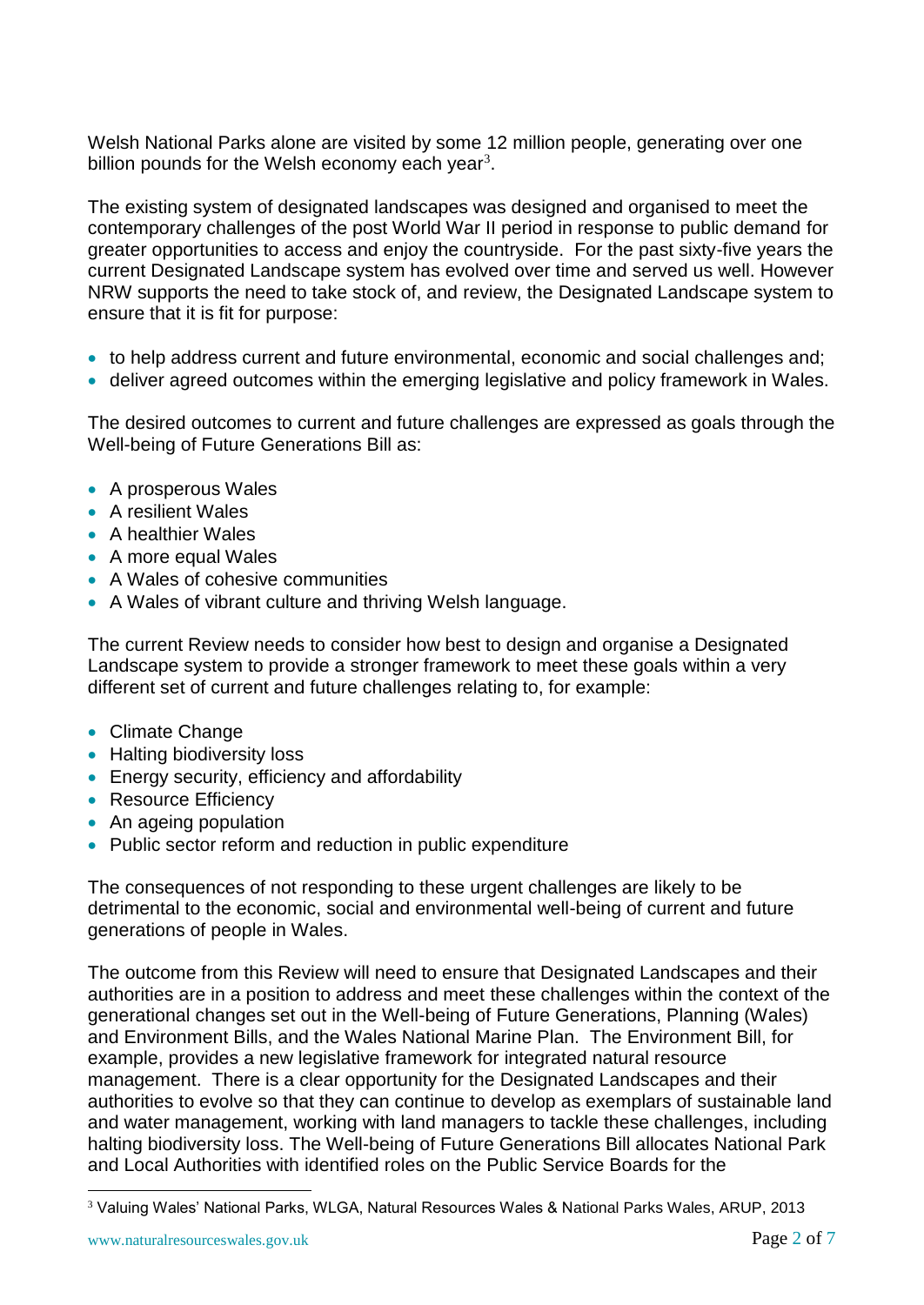Welsh National Parks alone are visited by some 12 million people, generating over one billion pounds for the Welsh economy each year[3].

The existing system of designated landscapes was designed and organised to meet the contemporary challenges of the post World War II period in response to public demand for greater opportunities to access and enjoy the countryside. For the past sixty-five years the current Designated Landscape system has evolved over time and served us well. However NRW supports the need to take stock of, and review, the Designated Landscape system to ensure that it is fit for purpose:

- to help address current and future environmental, economic and social challenges and;
- deliver agreed outcomes within the emerging legislative and policy framework in Wales.

The desired outcomes to current and future challenges are expressed as goals through the Well-being of Future Generations Bill as:

- A prosperous Wales
- A resilient Wales
- A healthier Wales
- A more equal Wales
- A Wales of cohesive communities
- A Wales of vibrant culture and thriving Welsh language.

The current Review needs to consider how best to design and organise a Designated Landscape system to provide a stronger framework to meet these goals within a very different set of current and future challenges relating to, for example:

- Climate Change
- Halting biodiversity loss
- Energy security, efficiency and affordability
- Resource Efficiency
- An ageing population
- Public sector reform and reduction in public expenditure

The consequences of not responding to these urgent challenges are likely to be detrimental to the economic, social and environmental well-being of current and future generations of people in Wales.

The outcome from this Review will need to ensure that Designated Landscapes and their authorities are in a position to address and meet these challenges within the context of the generational changes set out in the Well-being of Future Generations, Planning (Wales) and Environment Bills, and the Wales National Marine Plan. The Environment Bill, for example, provides a new legislative framework for integrated natural resource management. There is a clear opportunity for the Designated Landscapes and their authorities to evolve so that they can continue to develop as exemplars of sustainable land and water management, working with land managers to tackle these challenges, including halting biodiversity loss. The Well-being of Future Generations Bill allocates National Park and Local Authorities with identified roles on the Public Service Boards for the

[3] Valuing Wales' National Parks, WLGA, Natural Resources Wales & National Parks Wales, ARUP, 2013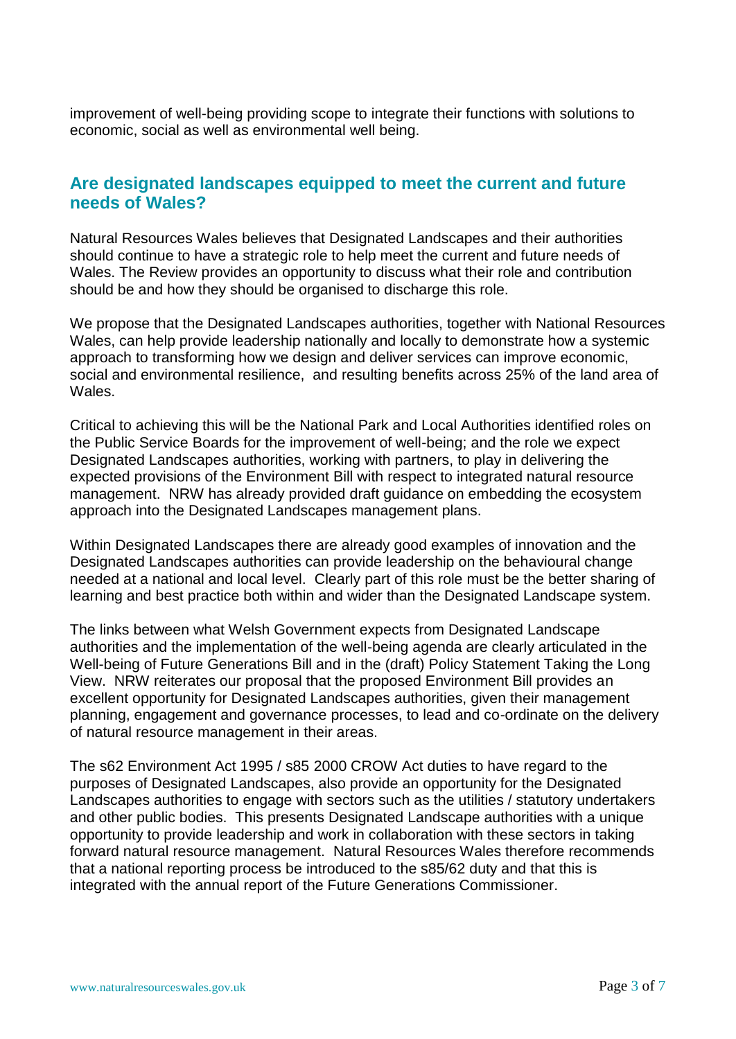improvement of well-being providing scope to integrate their functions with solutions to economic, social as well as environmental well being.

## Are designated landscapes equipped to meet the current and future needs of Wales?

Natural Resources Wales believes that Designated Landscapes and their authorities should continue to have a strategic role to help meet the current and future needs of Wales. The Review provides an opportunity to discuss what their role and contribution should be and how they should be organised to discharge this role.

We propose that the Designated Landscapes authorities, together with National Resources Wales, can help provide leadership nationally and locally to demonstrate how a systemic approach to transforming how we design and deliver services can improve economic, social and environmental resilience, and resulting benefits across 25% of the land area of Wales.

Critical to achieving this will be the National Park and Local Authorities identified roles on the Public Service Boards for the improvement of well-being; and the role we expect Designated Landscapes authorities, working with partners, to play in delivering the expected provisions of the Environment Bill with respect to integrated natural resource management. NRW has already provided draft guidance on embedding the ecosystem approach into the Designated Landscapes management plans.

Within Designated Landscapes there are already good examples of innovation and the Designated Landscapes authorities can provide leadership on the behavioural change needed at a national and local level. Clearly part of this role must be the better sharing of learning and best practice both within and wider than the Designated Landscape system.

The links between what Welsh Government expects from Designated Landscape authorities and the implementation of the well-being agenda are clearly articulated in the Well-being of Future Generations Bill and in the (draft) Policy Statement Taking the Long View. NRW reiterates our proposal that the proposed Environment Bill provides an excellent opportunity for Designated Landscapes authorities, given their management planning, engagement and governance processes, to lead and co-ordinate on the delivery of natural resource management in their areas.

The s62 Environment Act 1995 / s85 2000 CROW Act duties to have regard to the purposes of Designated Landscapes, also provide an opportunity for the Designated Landscapes authorities to engage with sectors such as the utilities / statutory undertakers and other public bodies. This presents Designated Landscape authorities with a unique opportunity to provide leadership and work in collaboration with these sectors in taking forward natural resource management. Natural Resources Wales therefore recommends that a national reporting process be introduced to the s85/62 duty and that this is integrated with the annual report of the Future Generations Commissioner.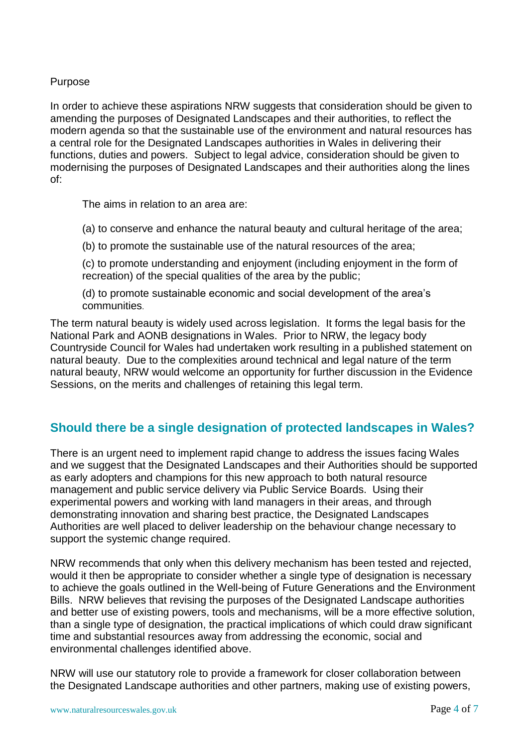Purpose

In order to achieve these aspirations NRW suggests that consideration should be given to amending the purposes of Designated Landscapes and their authorities, to reflect the modern agenda so that the sustainable use of the environment and natural resources has a central role for the Designated Landscapes authorities in Wales in delivering their functions, duties and powers. Subject to legal advice, consideration should be given to modernising the purposes of Designated Landscapes and their authorities along the lines of:

> The aims in relation to an area are:
>
> (a) to conserve and enhance the natural beauty and cultural heritage of the area;
>
> (b) to promote the sustainable use of the natural resources of the area;
>
> (c) to promote understanding and enjoyment (including enjoyment in the form of recreation) of the special qualities of the area by the public;
>
> (d) to promote sustainable economic and social development of the area's communities.

The term natural beauty is widely used across legislation. It forms the legal basis for the National Park and AONB designations in Wales. Prior to NRW, the legacy body Countryside Council for Wales had undertaken work resulting in a published statement on natural beauty. Due to the complexities around technical and legal nature of the term natural beauty, NRW would welcome an opportunity for further discussion in the Evidence Sessions, on the merits and challenges of retaining this legal term.

## Should there be a single designation of protected landscapes in Wales?

There is an urgent need to implement rapid change to address the issues facing Wales and we suggest that the Designated Landscapes and their Authorities should be supported as early adopters and champions for this new approach to both natural resource management and public service delivery via Public Service Boards. Using their experimental powers and working with land managers in their areas, and through demonstrating innovation and sharing best practice, the Designated Landscapes Authorities are well placed to deliver leadership on the behaviour change necessary to support the systemic change required.

NRW recommends that only when this delivery mechanism has been tested and rejected, would it then be appropriate to consider whether a single type of designation is necessary to achieve the goals outlined in the Well-being of Future Generations and the Environment Bills. NRW believes that revising the purposes of the Designated Landscape authorities and better use of existing powers, tools and mechanisms, will be a more effective solution, than a single type of designation, the practical implications of which could draw significant time and substantial resources away from addressing the economic, social and environmental challenges identified above.

NRW will use our statutory role to provide a framework for closer collaboration between the Designated Landscape authorities and other partners, making use of existing powers,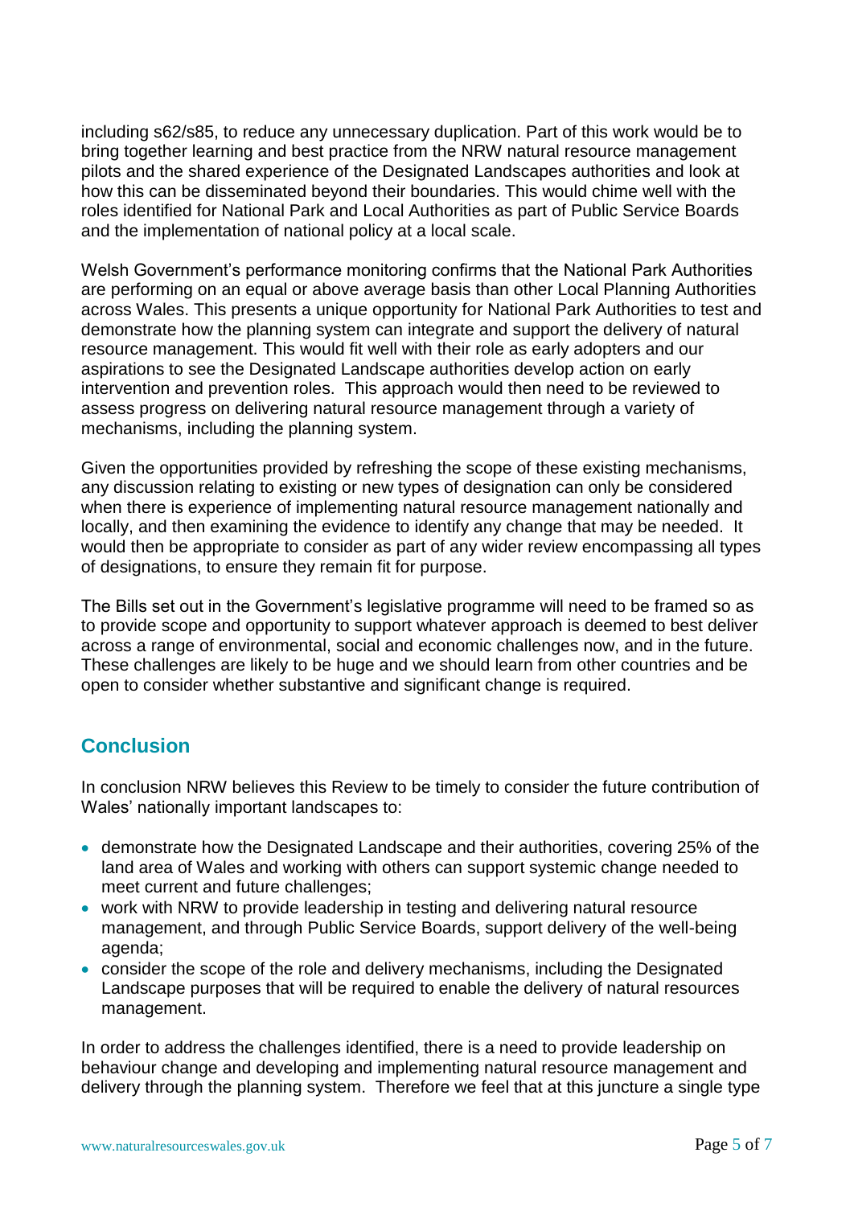including s62/s85, to reduce any unnecessary duplication. Part of this work would be to bring together learning and best practice from the NRW natural resource management pilots and the shared experience of the Designated Landscapes authorities and look at how this can be disseminated beyond their boundaries. This would chime well with the roles identified for National Park and Local Authorities as part of Public Service Boards and the implementation of national policy at a local scale.

Welsh Government's performance monitoring confirms that the National Park Authorities are performing on an equal or above average basis than other Local Planning Authorities across Wales. This presents a unique opportunity for National Park Authorities to test and demonstrate how the planning system can integrate and support the delivery of natural resource management. This would fit well with their role as early adopters and our aspirations to see the Designated Landscape authorities develop action on early intervention and prevention roles. This approach would then need to be reviewed to assess progress on delivering natural resource management through a variety of mechanisms, including the planning system.

Given the opportunities provided by refreshing the scope of these existing mechanisms, any discussion relating to existing or new types of designation can only be considered when there is experience of implementing natural resource management nationally and locally, and then examining the evidence to identify any change that may be needed. It would then be appropriate to consider as part of any wider review encompassing all types of designations, to ensure they remain fit for purpose.

The Bills set out in the Government's legislative programme will need to be framed so as to provide scope and opportunity to support whatever approach is deemed to best deliver across a range of environmental, social and economic challenges now, and in the future. These challenges are likely to be huge and we should learn from other countries and be open to consider whether substantive and significant change is required.

## Conclusion

In conclusion NRW believes this Review to be timely to consider the future contribution of Wales' nationally important landscapes to:

- demonstrate how the Designated Landscape and their authorities, covering 25% of the land area of Wales and working with others can support systemic change needed to meet current and future challenges;
- work with NRW to provide leadership in testing and delivering natural resource management, and through Public Service Boards, support delivery of the well-being agenda;
- consider the scope of the role and delivery mechanisms, including the Designated Landscape purposes that will be required to enable the delivery of natural resources management.

In order to address the challenges identified, there is a need to provide leadership on behaviour change and developing and implementing natural resource management and delivery through the planning system. Therefore we feel that at this juncture a single type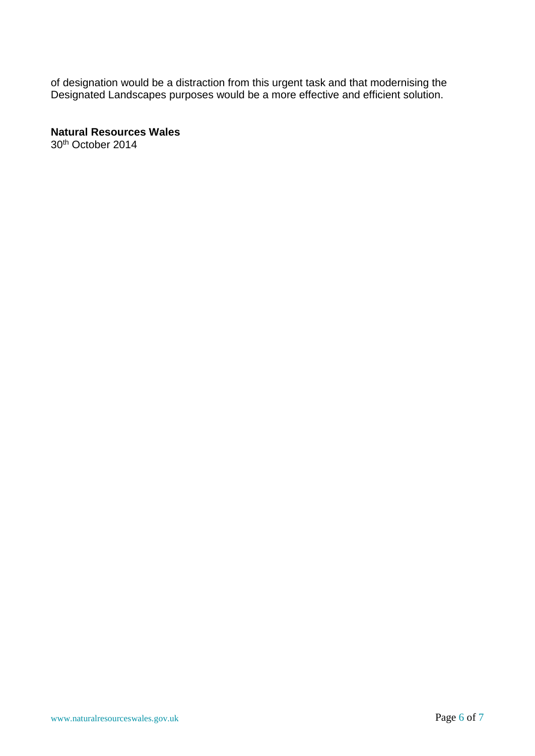of designation would be a distraction from this urgent task and that modernising the Designated Landscapes purposes would be a more effective and efficient solution.

**Natural Resources Wales**
30th October 2014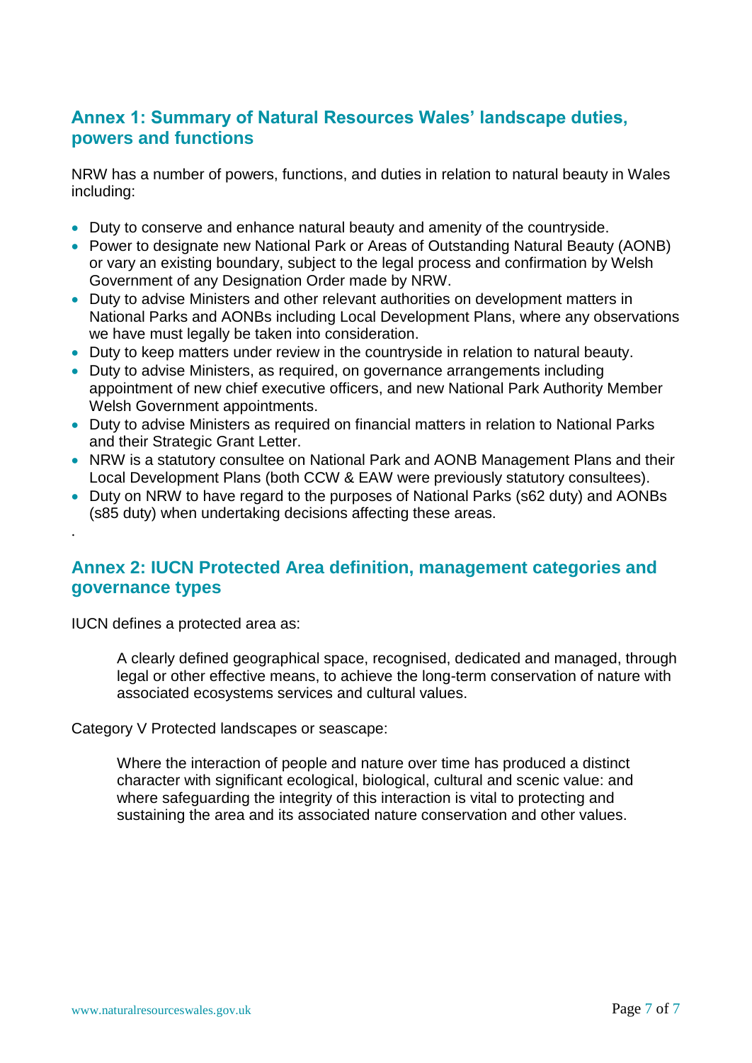## Annex 1: Summary of Natural Resources Wales' landscape duties, powers and functions

NRW has a number of powers, functions, and duties in relation to natural beauty in Wales including:

- Duty to conserve and enhance natural beauty and amenity of the countryside.
- Power to designate new National Park or Areas of Outstanding Natural Beauty (AONB) or vary an existing boundary, subject to the legal process and confirmation by Welsh Government of any Designation Order made by NRW.
- Duty to advise Ministers and other relevant authorities on development matters in National Parks and AONBs including Local Development Plans, where any observations we have must legally be taken into consideration.
- Duty to keep matters under review in the countryside in relation to natural beauty.
- Duty to advise Ministers, as required, on governance arrangements including appointment of new chief executive officers, and new National Park Authority Member Welsh Government appointments.
- Duty to advise Ministers as required on financial matters in relation to National Parks and their Strategic Grant Letter.
- NRW is a statutory consultee on National Park and AONB Management Plans and their Local Development Plans (both CCW & EAW were previously statutory consultees).
- Duty on NRW to have regard to the purposes of National Parks (s62 duty) and AONBs (s85 duty) when undertaking decisions affecting these areas.

.

## Annex 2: IUCN Protected Area definition, management categories and governance types

IUCN defines a protected area as:

> A clearly defined geographical space, recognised, dedicated and managed, through legal or other effective means, to achieve the long-term conservation of nature with associated ecosystems services and cultural values.

Category V Protected landscapes or seascape:

> Where the interaction of people and nature over time has produced a distinct character with significant ecological, biological, cultural and scenic value: and where safeguarding the integrity of this interaction is vital to protecting and sustaining the area and its associated nature conservation and other values.